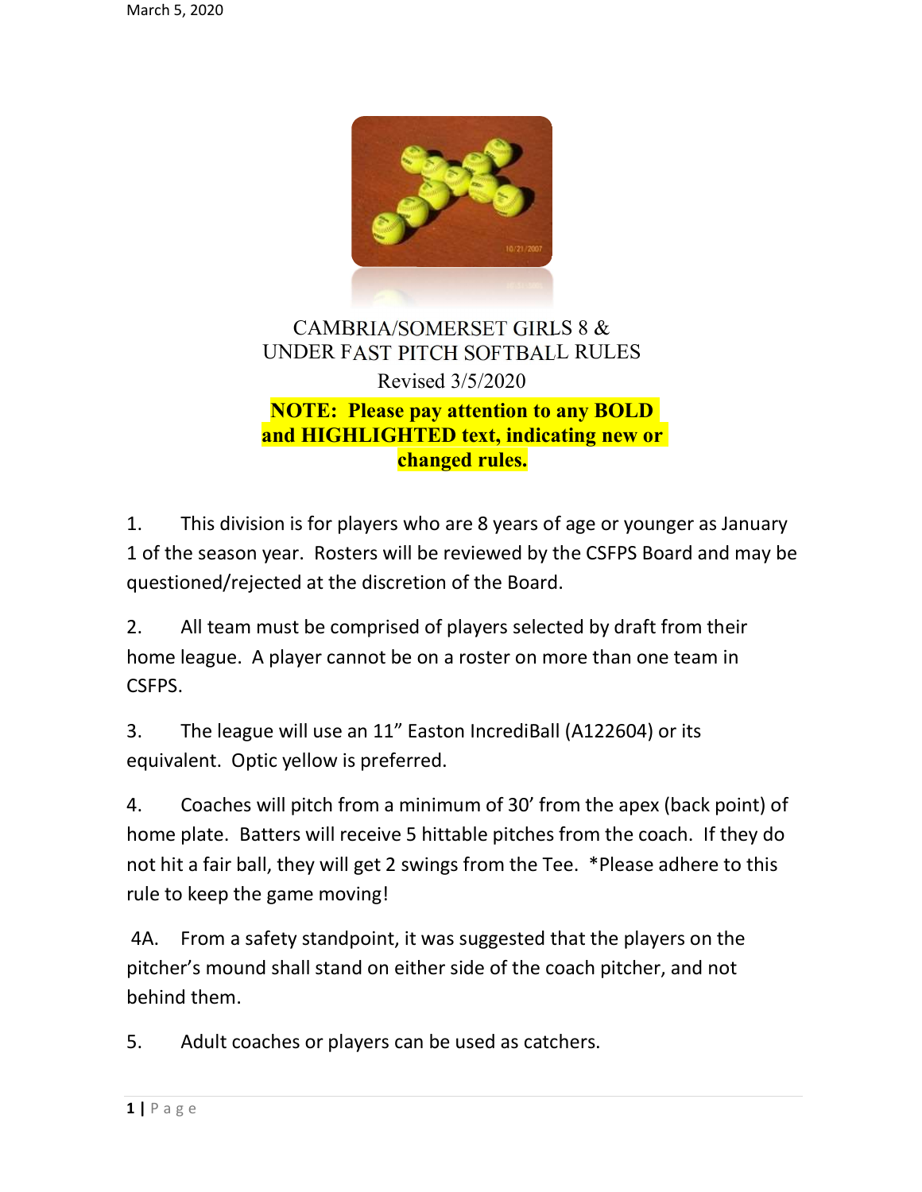# CAMBRIA/SOMERSET GIRLS 8 & UNDER FAST PITCH SOFTBALL RULES

Revised 3/5/2020

**NOTE: Please pay attention to any BOLD and HIGHLIGHTED text, indicating new or changed rules.**

1. This division is for players who are 8 years of age or younger as January 1 of the season year. Rosters will be reviewed by the CSFPS Board and may be questioned/rejected at the discretion of the Board.

2. All team must be comprised of players selected by draft from their home league. A player cannot be on a roster on more than one team in CSFPS.

3. The league will use an 11" Easton IncrediBall (A122604) or its equivalent. Optic yellow is preferred.

4. Coaches will pitch from a minimum of 30' from the apex (back point) of home plate. Batters will receive 5 hittable pitches from the coach. If they do not hit a fair ball, they will get 2 swings from the Tee. *Please adhere to this rule to keep the game moving!

4A. From a safety standpoint, it was suggested that the players on the pitcher's mound shall stand on either side of the coach pitcher, and not behind them.

5. Adult coaches or players can be used as catchers.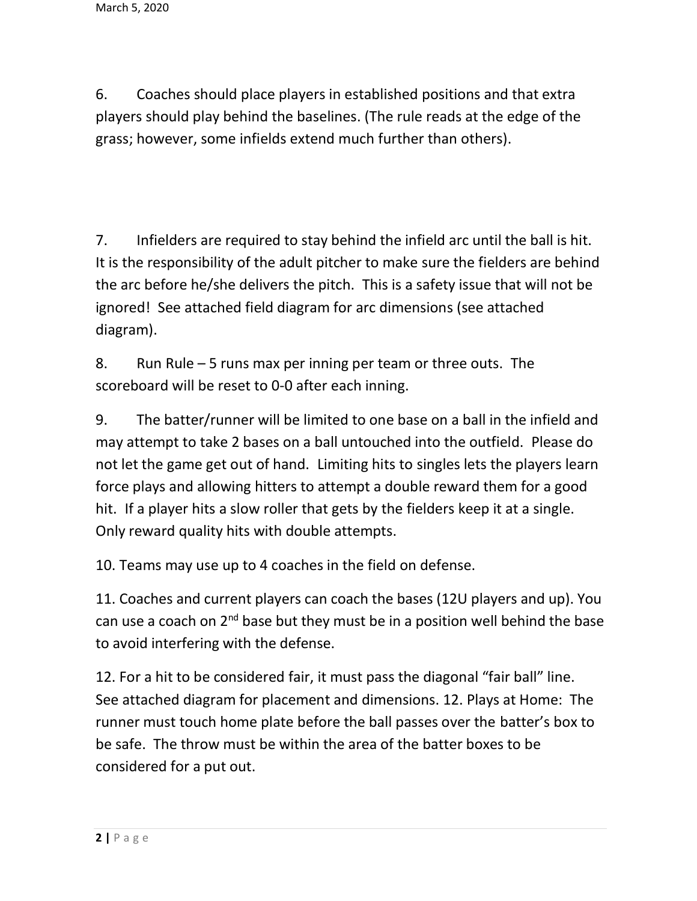6. Coaches should place players in established positions and that extra players should play behind the baselines. (The rule reads at the edge of the grass; however, some infields extend much further than others).

7. Infielders are required to stay behind the infield arc until the ball is hit. It is the responsibility of the adult pitcher to make sure the fielders are behind the arc before he/she delivers the pitch. This is a safety issue that will not be ignored! See attached field diagram for arc dimensions (see attached diagram).

8. Run Rule – 5 runs max per inning per team or three outs. The scoreboard will be reset to 0-0 after each inning.

9. The batter/runner will be limited to one base on a ball in the infield and may attempt to take 2 bases on a ball untouched into the outfield. Please do not let the game get out of hand. Limiting hits to singles lets the players learn force plays and allowing hitters to attempt a double reward them for a good hit. If a player hits a slow roller that gets by the fielders keep it at a single. Only reward quality hits with double attempts.

10. Teams may use up to 4 coaches in the field on defense.

11. Coaches and current players can coach the bases (12U players and up). You can use a coach on 2nd base but they must be in a position well behind the base to avoid interfering with the defense.

12. For a hit to be considered fair, it must pass the diagonal "fair ball" line. See attached diagram for placement and dimensions. 12. Plays at Home: The runner must touch home plate before the ball passes over the batter's box to be safe. The throw must be within the area of the batter boxes to be considered for a put out.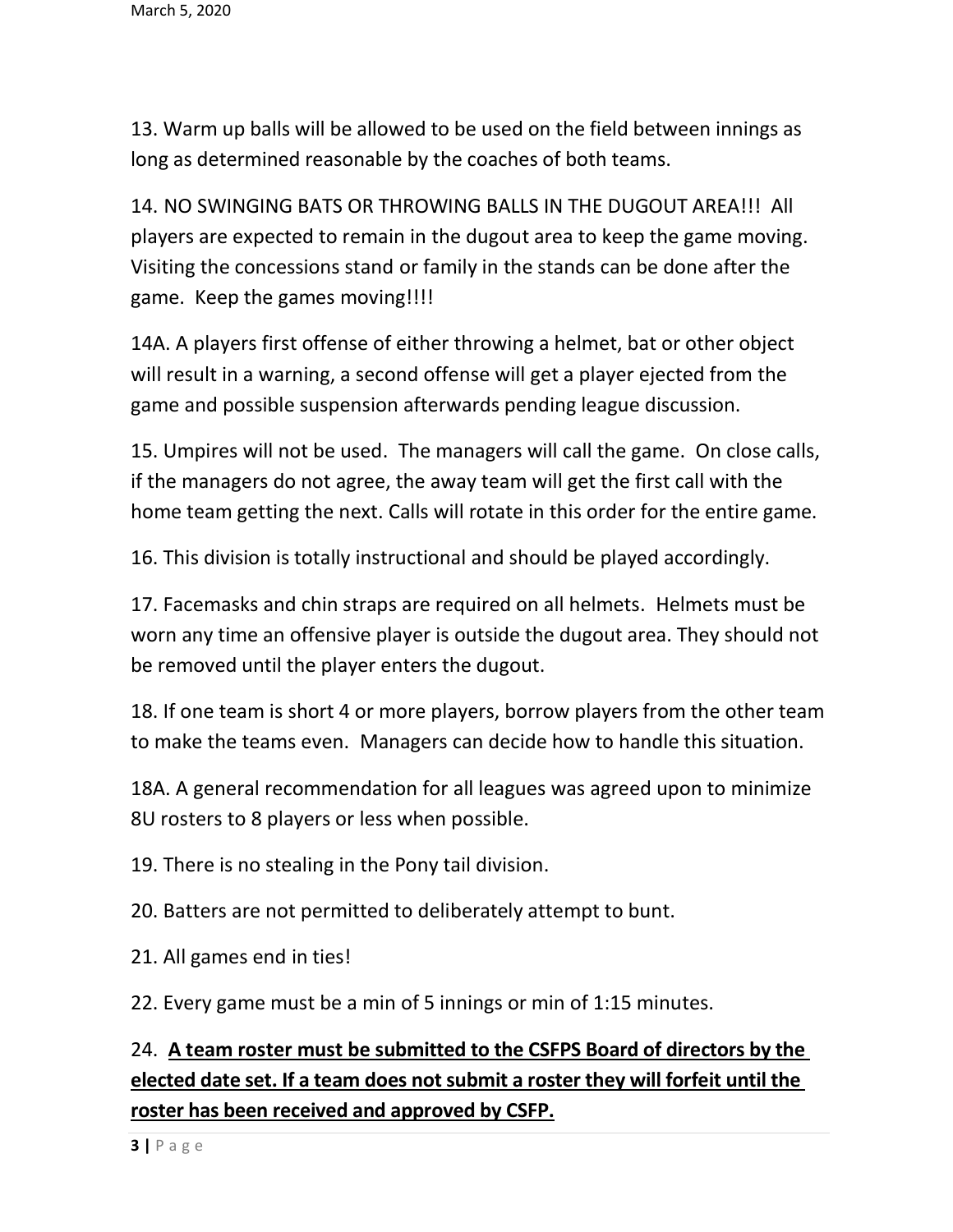13. Warm up balls will be allowed to be used on the field between innings as long as determined reasonable by the coaches of both teams.

14. NO SWINGING BATS OR THROWING BALLS IN THE DUGOUT AREA!!! All players are expected to remain in the dugout area to keep the game moving. Visiting the concessions stand or family in the stands can be done after the game. Keep the games moving!!!!

14A. A players first offense of either throwing a helmet, bat or other object will result in a warning, a second offense will get a player ejected from the game and possible suspension afterwards pending league discussion.

15. Umpires will not be used. The managers will call the game. On close calls, if the managers do not agree, the away team will get the first call with the home team getting the next. Calls will rotate in this order for the entire game.

16. This division is totally instructional and should be played accordingly.

17. Facemasks and chin straps are required on all helmets. Helmets must be worn any time an offensive player is outside the dugout area. They should not be removed until the player enters the dugout.

18. If one team is short 4 or more players, borrow players from the other team to make the teams even. Managers can decide how to handle this situation.

18A. A general recommendation for all leagues was agreed upon to minimize 8U rosters to 8 players or less when possible.

19. There is no stealing in the Pony tail division.

20. Batters are not permitted to deliberately attempt to bunt.

21. All games end in ties!

22. Every game must be a min of 5 innings or min of 1:15 minutes.

24. **<u>A team roster must be submitted to the CSFPS Board of directors by the elected date set. If a team does not submit a roster they will forfeit until the roster has been received and approved by CSFP.</u>**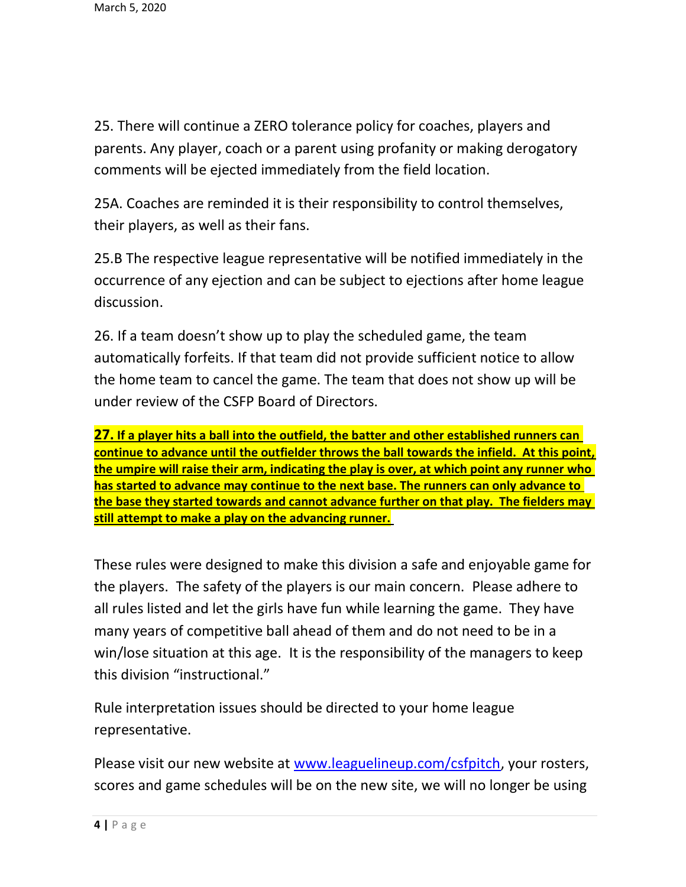25. There will continue a ZERO tolerance policy for coaches, players and parents. Any player, coach or a parent using profanity or making derogatory comments will be ejected immediately from the field location.

25A. Coaches are reminded it is their responsibility to control themselves, their players, as well as their fans.

25.B The respective league representative will be notified immediately in the occurrence of any ejection and can be subject to ejections after home league discussion.

26. If a team doesn't show up to play the scheduled game, the team automatically forfeits. If that team did not provide sufficient notice to allow the home team to cancel the game. The team that does not show up will be under review of the CSFP Board of Directors.

**27. If a player hits a ball into the outfield, the batter and other established runners can continue to advance until the outfielder throws the ball towards the infield. At this point, the umpire will raise their arm, indicating the play is over, at which point any runner who has started to advance may continue to the next base. The runners can only advance to the base they started towards and cannot advance further on that play. The fielders may still attempt to make a play on the advancing runner.**

These rules were designed to make this division a safe and enjoyable game for the players. The safety of the players is our main concern. Please adhere to all rules listed and let the girls have fun while learning the game. They have many years of competitive ball ahead of them and do not need to be in a win/lose situation at this age. It is the responsibility of the managers to keep this division "instructional."

Rule interpretation issues should be directed to your home league representative.

Please visit our new website at [www.leaguelineup.com/csfpitch](http://www.leaguelineup.com/csfpitch), your rosters, scores and game schedules will be on the new site, we will no longer be using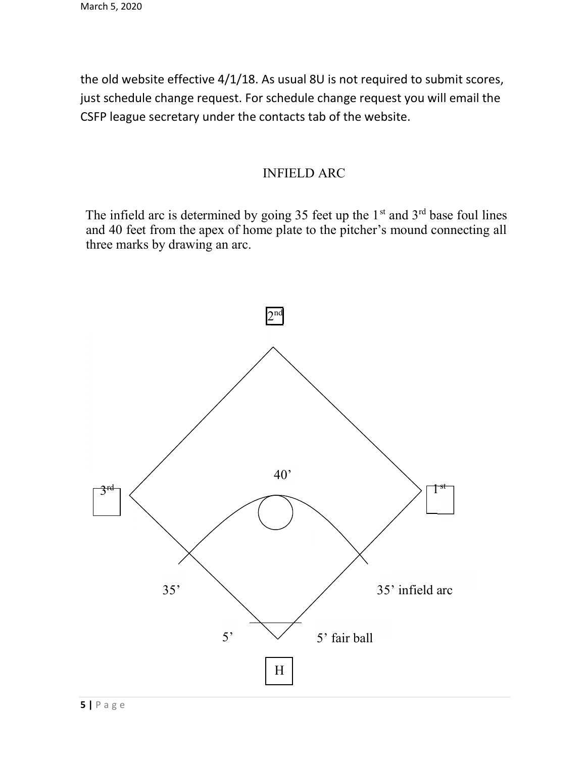the old website effective 4/1/18. As usual 8U is not required to submit scores, just schedule change request. For schedule change request you will email the CSFP league secretary under the contacts tab of the website.

## INFIELD ARC

The infield arc is determined by going 35 feet up the 1st and 3rd base foul lines and 40 feet from the apex of home plate to the pitcher's mound connecting all three marks by drawing an arc.

2nd

40'

3rd

1st

35'

35' infield arc

5'

5' fair ball

H